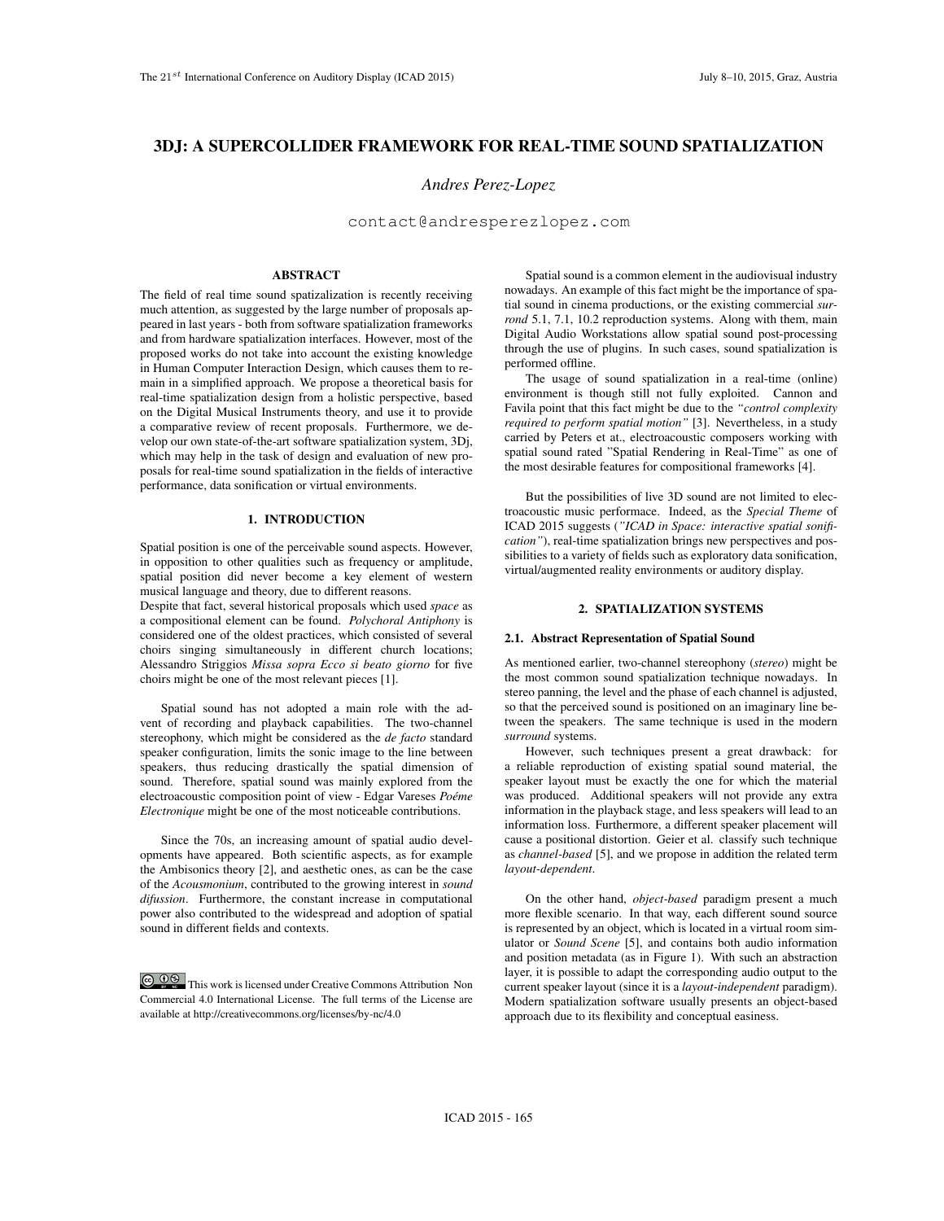# 3DJ: A SUPERCOLLIDER FRAMEWORK FOR REAL-TIME SOUND SPATIALIZATION

*Andres Perez-Lopez*

contact@andresperezlopez.com

## ABSTRACT

The field of real time sound spatization is recently receiving much attention, as suggested by the large number of proposals appeared in last years - both from software spatialization frameworks and from hardware spatialization interfaces. However, most of the proposed works do not take into account the existing knowledge in Human Computer Interaction Design, which causes them to remain in a simplified approach. We propose a theoretical basis for real-time spatialization design from a holistic perspective, based on the Digital Musical Instruments theory, and use it to provide a comparative review of recent proposals. Furthermore, we develop our own state-of-the-art software spatialization system, 3Dj, which may help in the task of design and evaluation of new proposals for real-time sound spatialization in the fields of interactive performance, data sonification or virtual environments.

## 1. INTRODUCTION

Spatial position is one of the perceivable sound aspects. However, in opposition to other qualities such as frequency or amplitude, spatial position did never become a key element of western musical language and theory, due to different reasons.

Despite that fact, several historical proposals which used *space* as a compositional element can be found. *Polychoral Antiphony* is considered one of the oldest practices, which consisted of several choirs singing simultaneously in different church locations; Alessandro Striggios *Missa sopra Ecco si beato giorno* for five choirs might be one of the most relevant pieces [1].

Spatial sound has not adopted a main role with the advent of recording and playback capabilities. The two-channel stereophony, which might be considered as the *de facto* standard speaker configuration, limits the sonic image to the line between speakers, thus reducing drastically the spatial dimension of sound. Therefore, spatial sound was mainly explored from the electroacoustic composition point of view - Edgar Vareses *Poéme Electronique* might be one of the most noticeable contributions.

Since the 70s, an increasing amount of spatial audio developments have appeared. Both scientific aspects, as for example the Ambisonics theory [2], and aesthetic ones, as can be the case of the *Acousmonium*, contributed to the growing interest in *sound difussion*. Furthermore, the constant increase in computational power also contributed to the widespread and adoption of spatial sound in different fields and contexts.

This work is licensed under Creative Commons Attribution Non Commercial 4.0 International License. The full terms of the License are available at http://creativecommons.org/licenses/by-nc/4.0

Spatial sound is a common element in the audiovisual industry nowadays. An example of this fact might be the importance of spatial sound in cinema productions, or the existing commercial *surrond* 5.1, 7.1, 10.2 reproduction systems. Along with them, main Digital Audio Workstations allow spatial sound post-processing through the use of plugins. In such cases, sound spatialization is performed offline.

The usage of sound spatialization in a real-time (online) environment is though still not fully exploited. Cannon and Favila point that this fact might be due to the *"control complexity required to perform spatial motion"* [3]. Nevertheless, in a study carried by Peters et at., electroacoustic composers working with spatial sound rated "Spatial Rendering in Real-Time" as one of the most desirable features for compositional frameworks [4].

But the possibilities of live 3D sound are not limited to electroacoustic music performace. Indeed, as the *Special Theme* of ICAD 2015 suggests (*"ICAD in Space: interactive spatial sonification"*), real-time spatialization brings new perspectives and possibilities to a variety of fields such as exploratory data sonification, virtual/augmented reality environments or auditory display.

## 2. SPATIALIZATION SYSTEMS

### 2.1. Abstract Representation of Spatial Sound

As mentioned earlier, two-channel stereophony (*stereo*) might be the most common sound spatialization technique nowadays. In stereo panning, the level and the phase of each channel is adjusted, so that the perceived sound is positioned on an imaginary line between the speakers. The same technique is used in the modern *surround* systems.

However, such techniques present a great drawback: for a reliable reproduction of existing spatial sound material, the speaker layout must be exactly the one for which the material was produced. Additional speakers will not provide any extra information in the playback stage, and less speakers will lead to an information loss. Furthermore, a different speaker placement will cause a positional distortion. Geier et al. classify such technique as *channel-based* [5], and we propose in addition the related term *layout-dependent*.

On the other hand, *object-based* paradigm present a much more flexible scenario. In that way, each different sound source is represented by an object, which is located in a virtual room simulator or *Sound Scene* [5], and contains both audio information and position metadata (as in Figure 1). With such an abstraction layer, it is possible to adapt the corresponding audio output to the current speaker layout (since it is a *layout-independent* paradigm). Modern spatialization software usually presents an object-based approach due to its flexibility and conceptual easiness.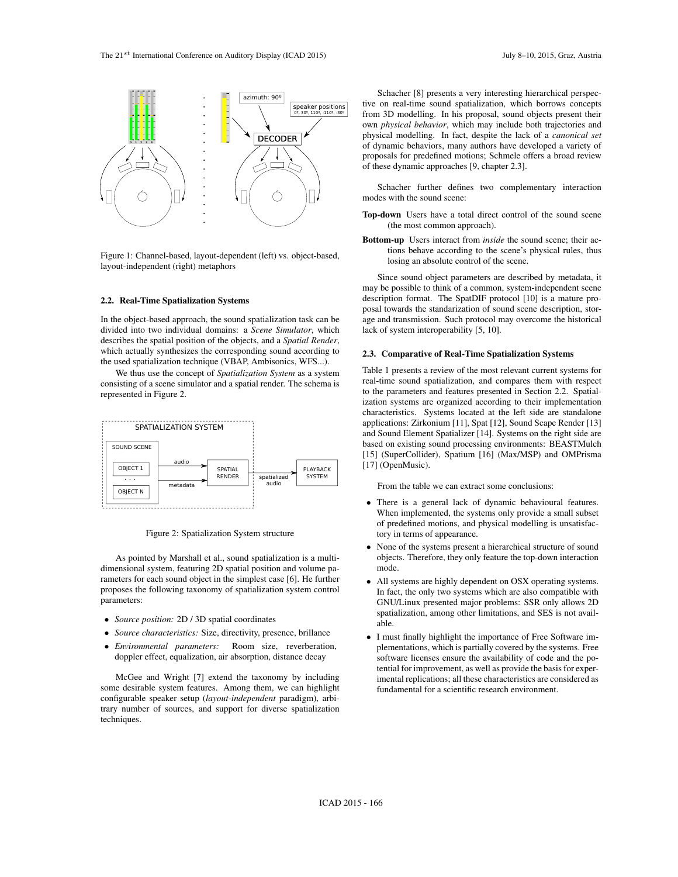Figure 1: Channel-based, layout-dependent (left) vs. object-based, layout-independent (right) metaphors

### 2.2. Real-Time Spatialization Systems

In the object-based approach, the sound spatialization task can be divided into two individual domains: a *Scene Simulator*, which describes the spatial position of the objects, and a *Spatial Render*, which actually synthesizes the corresponding sound according to the used spatialization technique (VBAP, Ambisonics, WFS...).

We thus use the concept of *Spatialization System* as a system consisting of a scene simulator and a spatial render. The schema is represented in Figure 2.

Figure 2: Spatialization System structure

As pointed by Marshall et al., sound spatialization is a multi-dimensional system, featuring 2D spatial position and volume parameters for each sound object in the simplest case [6]. He further proposes the following taxonomy of spatialization system control parameters:

- *Source position:* 2D / 3D spatial coordinates
- *Source characteristics:* Size, directivity, presence, brillance
- *Environmental parameters:* Room size, reverberation, doppler effect, equalization, air absorption, distance decay

McGee and Wright [7] extend the taxonomy by including some desirable system features. Among them, we can highlight configurable speaker setup (*layout-independent* paradigm), arbitrary number of sources, and support for diverse spatialization techniques.

Schacher [8] presents a very interesting hierarchical perspective on real-time sound spatialization, which borrows concepts from 3D modelling. In his proposal, sound objects present their own *physical behavior*, which may include both trajectories and physical modelling. In fact, despite the lack of a *canonical set* of dynamic behaviors, many authors have developed a variety of proposals for predefined motions; Schmele offers a broad review of these dynamic approaches [9, chapter 2.3].

Schacher further defines two complementary interaction modes with the sound scene:

**Top-down** Users have a total direct control of the sound scene (the most common approach).

**Bottom-up** Users interact from *inside* the sound scene; their actions behave according to the scene's physical rules, thus losing an absolute control of the scene.

Since sound object parameters are described by metadata, it may be possible to think of a common, system-independent scene description format. The SpatDIF protocol [10] is a mature proposal towards the standarization of sound scene description, storage and transmission. Such protocol may overcome the historical lack of system interoperability [5, 10].

### 2.3. Comparative of Real-Time Spatialization Systems

Table 1 presents a review of the most relevant current systems for real-time sound spatialization, and compares them with respect to the parameters and features presented in Section 2.2. Spatialization systems are organized according to their implementation characteristics. Systems located at the left side are standalone applications: Zirkonium [11], Spat [12], Sound Scape Render [13] and Sound Element Spatializer [14]. Systems on the right side are based on existing sound processing environments: BEASTMulch [15] (SuperCollider), Spatium [16] (Max/MSP) and OMPrisma [17] (OpenMusic).

From the table we can extract some conclusions:

- There is a general lack of dynamic behavioural features. When implemented, the systems only provide a small subset of predefined motions, and physical modelling is unsatisfactory in terms of appearance.
- None of the systems present a hierarchical structure of sound objects. Therefore, they only feature the top-down interaction mode.
- All systems are highly dependent on OSX operating systems. In fact, the only two systems which are also compatible with GNU/Linux presented major problems: SSR only allows 2D spatialization, among other limitations, and SES is not available.
- I must finally highlight the importance of Free Software implementations, which is partially covered by the systems. Free software licenses ensure the availability of code and the potential for improvement, as well as provide the basis for experimental replications; all these characteristics are considered as fundamental for a scientific research environment.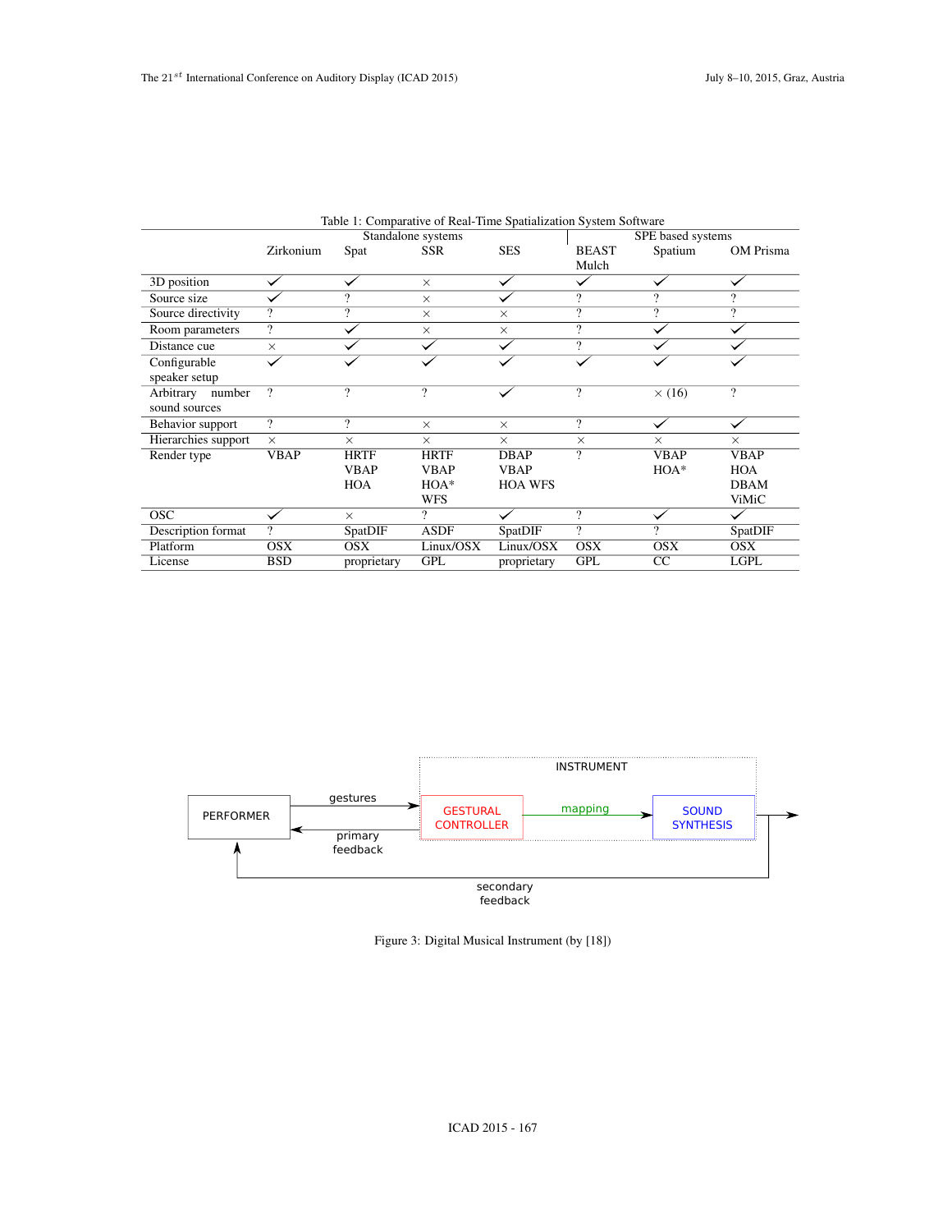Table 1: Comparative of Real-Time Spatialization System Software

| | Standalone systems | | | | SPE based systems | | |
|---|---|---|---|---|---|---|---|
| | Zirkonium | Spat | SSR | SES | BEAST Mulch | Spatium | OM Prisma |
| 3D position | ✓ | ✓ | × | ✓ | ✓ | ✓ | ✓ |
| Source size | ✓ | ? | × | ✓ | ? | ? | ? |
| Source directivity | ? | ? | × | × | ? | ? | ? |
| Room parameters | ? | ✓ | × | × | ? | ✓ | ✓ |
| Distance cue | × | ✓ | ✓ | ✓ | ? | ✓ | ✓ |
| Configurable speaker setup | ✓ | ✓ | ✓ | ✓ | ✓ | ✓ | ✓ |
| Arbitrary number sound sources | ? | ? | ? | ✓ | ? | × (16) | ? |
| Behavior support | ? | ? | × | × | ? | ✓ | ✓ |
| Hierarchies support | × | × | × | × | × | × | × |
| Render type | VBAP | HRTF VBAP HOA | HRTF VBAP HOA* WFS | DBAP VBAP HOA WFS | ? | VBAP HOA* | VBAP HOA DBAM ViMiC |
| OSC | ✓ | × | ? | ✓ | ? | ✓ | ✓ |
| Description format | ? | SpatDIF | ASDF | SpatDIF | ? | ? | SpatDIF |
| Platform | OSX | OSX | Linux/OSX | Linux/OSX | OSX | OSX | OSX |
| License | BSD | proprietary | GPL | proprietary | GPL | CC | LGPL |

Figure 3: Digital Musical Instrument (by [18])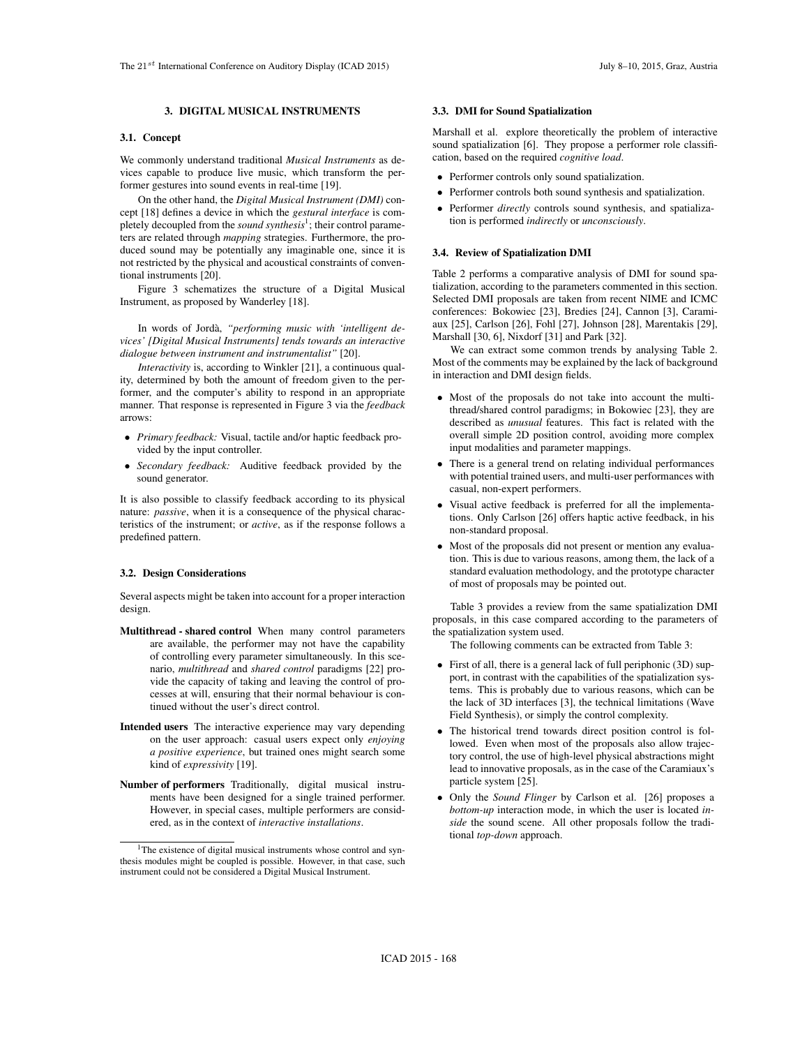## 3. DIGITAL MUSICAL INSTRUMENTS

### 3.1. Concept

We commonly understand traditional *Musical Instruments* as devices capable to produce live music, which transform the performer gestures into sound events in real-time [19].

On the other hand, the *Digital Musical Instrument (DMI)* concept [18] defines a device in which the *gestural interface* is completely decoupled from the *sound synthesis*[1]; their control parameters are related through *mapping* strategies. Furthermore, the produced sound may be potentially any imaginable one, since it is not restricted by the physical and acoustical constraints of conventional instruments [20].

Figure 3 schematizes the structure of a Digital Musical Instrument, as proposed by Wanderley [18].

In words of Jordà, *"performing music with 'intelligent devices' [Digital Musical Instruments] tends towards an interactive dialogue between instrument and instrumentalist"* [20].

*Interactivity* is, according to Winkler [21], a continuous quality, determined by both the amount of freedom given to the performer, and the computer's ability to respond in an appropriate manner. That response is represented in Figure 3 via the *feedback* arrows:

- *Primary feedback:* Visual, tactile and/or haptic feedback provided by the input controller.
- *Secondary feedback:* Auditive feedback provided by the sound generator.

It is also possible to classify feedback according to its physical nature: *passive*, when it is a consequence of the physical characteristics of the instrument; or *active*, as if the response follows a predefined pattern.

### 3.2. Design Considerations

Several aspects might be taken into account for a proper interaction design.

**Multithread - shared control** When many control parameters are available, the performer may not have the capability of controlling every parameter simultaneously. In this scenario, *multithread* and *shared control* paradigms [22] provide the capacity of taking and leaving the control of processes at will, ensuring that their normal behaviour is continued without the user's direct control.

**Intended users** The interactive experience may vary depending on the user approach: casual users expect only *enjoying a positive experience*, but trained ones might search some kind of *expressivity* [19].

**Number of performers** Traditionally, digital musical instruments have been designed for a single trained performer. However, in special cases, multiple performers are considered, as in the context of *interactive installations*.

[1] The existence of digital musical instruments whose control and synthesis modules might be coupled is possible. However, in that case, such instrument could not be considered a Digital Musical Instrument.

### 3.3. DMI for Sound Spatialization

Marshall et al. explore theoretically the problem of interactive sound spatialization [6]. They propose a performer role classification, based on the required *cognitive load*.

- Performer controls only sound spatialization.
- Performer controls both sound synthesis and spatialization.
- Performer *directly* controls sound synthesis, and spatialization is performed *indirectly* or *unconsciously*.

### 3.4. Review of Spatialization DMI

Table 2 performs a comparative analysis of DMI for sound spatialization, according to the parameters commented in this section. Selected DMI proposals are taken from recent NIME and ICMC conferences: Bokowiec [23], Bredies [24], Cannon [3], Caramiaux [25], Carlson [26], Fohl [27], Johnson [28], Marentakis [29], Marshall [30, 6], Nixdorf [31] and Park [32].

We can extract some common trends by analysing Table 2. Most of the comments may be explained by the lack of background in interaction and DMI design fields.

- Most of the proposals do not take into account the multithread/shared control paradigms; in Bokowiec [23], they are described as *unusual* features. This fact is related with the overall simple 2D position control, avoiding more complex input modalities and parameter mappings.
- There is a general trend on relating individual performances with potential trained users, and multi-user performances with casual, non-expert performers.
- Visual active feedback is preferred for all the implementations. Only Carlson [26] offers haptic active feedback, in his non-standard proposal.
- Most of the proposals did not present or mention any evaluation. This is due to various reasons, among them, the lack of a standard evaluation methodology, and the prototype character of most of proposals may be pointed out.

Table 3 provides a review from the same spatialization DMI proposals, in this case compared according to the parameters of the spatialization system used.

The following comments can be extracted from Table 3:

- First of all, there is a general lack of full periphonic (3D) support, in contrast with the capabilities of the spatialization systems. This is probably due to various reasons, which can be the lack of 3D interfaces [3], the technical limitations (Wave Field Synthesis), or simply the control complexity.
- The historical trend towards direct position control is followed. Even when most of the proposals also allow trajectory control, the use of high-level physical abstractions might lead to innovative proposals, as in the case of the Caramiaux's particle system [25].
- Only the *Sound Flinger* by Carlson et al. [26] proposes a *bottom-up* interaction mode, in which the user is located *inside* the sound scene. All other proposals follow the traditional *top-down* approach.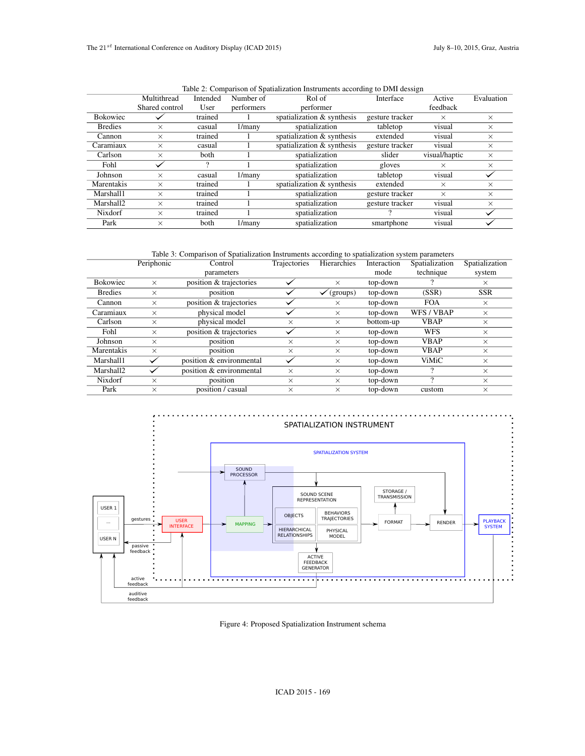Table 2: Comparison of Spatialization Instruments according to DMI dessign

| | Multithread Shared control | Intended User | Number of performers | Rol of performer | Interface | Active feedback | Evaluation |
|---|---|---|---|---|---|---|---|
| Bokowiec | ✓ | trained | 1 | spatialization & synthesis | gesture tracker | × | × |
| Bredies | × | casual | 1/many | spatialization | tabletop | visual | × |
| Cannon | × | trained | 1 | spatialization & synthesis | extended | visual | × |
| Caramiaux | × | casual | 1 | spatialization & synthesis | gesture tracker | visual | × |
| Carlson | × | both | 1 | spatialization | slider | visual/haptic | × |
| Fohl | ✓ | ? | 1 | spatialization | gloves | × | × |
| Johnson | × | casual | 1/many | spatialization | tabletop | visual | ✓ |
| Marentakis | × | trained | 1 | spatialization & synthesis | extended | × | × |
| Marshall1 | × | trained | 1 | spatialization | gesture tracker | × | × |
| Marshall2 | × | trained | 1 | spatialization | gesture tracker | visual | × |
| Nixdorf | × | trained | 1 | spatialization | ? | visual | ✓ |
| Park | × | both | 1/many | spatialization | smartphone | visual | ✓ |

Table 3: Comparison of Spatialization Instruments according to spatialization system parameters

| | Periphonic | Control parameters | Trajectories | Hierarchies | Interaction mode | Spatialization technique | Spatialization system |
|---|---|---|---|---|---|---|---|
| Bokowiec | × | position & trajectories | ✓ | × | top-down | ? | × |
| Bredies | × | position | ✓ | ✓ (groups) | top-down | (SSR) | SSR |
| Cannon | × | position & trajectories | ✓ | × | top-down | FOA | × |
| Caramiaux | × | physical model | ✓ | × | top-down | WFS / VBAP | × |
| Carlson | × | physical model | × | × | bottom-up | VBAP | × |
| Fohl | × | position & trajectories | ✓ | × | top-down | WFS | × |
| Johnson | × | position | × | × | top-down | VBAP | × |
| Marentakis | × | position | × | × | top-down | VBAP | × |
| Marshall1 | ✓ | position & environmental | ✓ | × | top-down | ViMiC | × |
| Marshall2 | ✓ | position & environmental | × | × | top-down | ? | × |
| Nixdorf | × | position | × | × | top-down | ? | × |
| Park | × | position / casual | × | × | top-down | custom | × |

Figure 4: Proposed Spatialization Instrument schema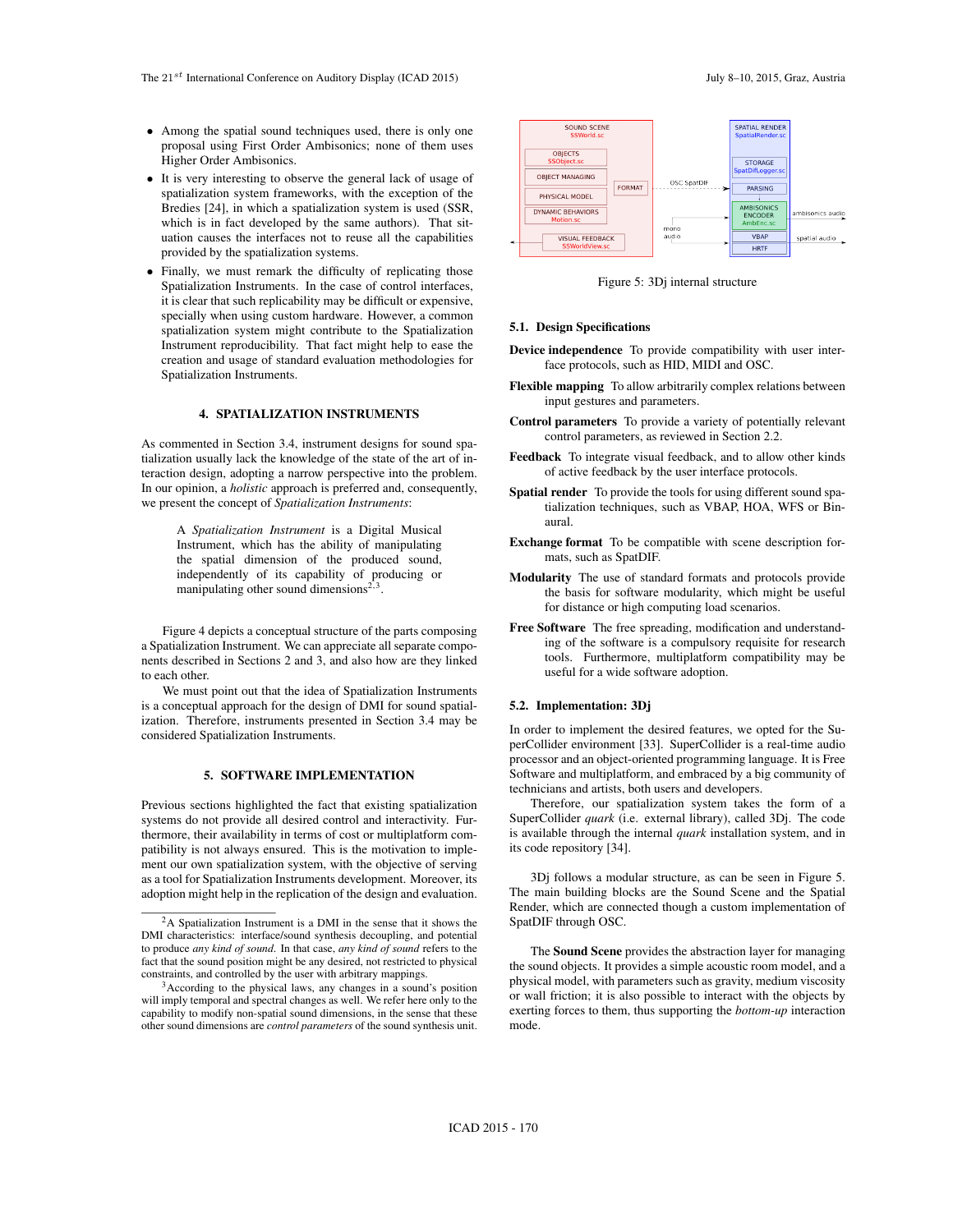- Among the spatial sound techniques used, there is only one proposal using First Order Ambisonics; none of them uses Higher Order Ambisonics.
- It is very interesting to observe the general lack of usage of spatialization system frameworks, with the exception of the Bredies [24], in which a spatialization system is used (SSR, which is in fact developed by the same authors). That situation causes the interfaces not to reuse all the capabilities provided by the spatialization systems.
- Finally, we must remark the difficulty of replicating those Spatialization Instruments. In the case of control interfaces, it is clear that such replicability may be difficult or expensive, specially when using custom hardware. However, a common spatialization system might contribute to the Spatialization Instrument reproducibility. That fact might help to ease the creation and usage of standard evaluation methodologies for Spatialization Instruments.

## 4. SPATIALIZATION INSTRUMENTS

As commented in Section 3.4, instrument designs for sound spatialization usually lack the knowledge of the state of the art of interaction design, adopting a narrow perspective into the problem. In our opinion, a *holistic* approach is preferred and, consequently, we present the concept of *Spatialization Instruments*:

> A *Spatialization Instrument* is a Digital Musical Instrument, which has the ability of manipulating the spatial dimension of the produced sound, independently of its capability of producing or manipulating other sound dimensions[2,3].

Figure 4 depicts a conceptual structure of the parts composing a Spatialization Instrument. We can appreciate all separate components described in Sections 2 and 3, and also how are they linked to each other.

We must point out that the idea of Spatialization Instruments is a conceptual approach for the design of DMI for sound spatialization. Therefore, instruments presented in Section 3.4 may be considered Spatialization Instruments.

## 5. SOFTWARE IMPLEMENTATION

Previous sections highlighted the fact that existing spatialization systems do not provide all desired control and interactivity. Furthermore, their availability in terms of cost or multiplatform compatibility is not always ensured. This is the motivation to implement our own spatialization system, with the objective of serving as a tool for Spatialization Instruments development. Moreover, its adoption might help in the replication of the design and evaluation.

[2] A Spatialization Instrument is a DMI in the sense that it shows the DMI characteristics: interface/sound synthesis decoupling, and potential to produce *any kind of sound*. In that case, *any kind of sound* refers to the fact that the sound position might be any desired, not restricted to physical constraints, and controlled by the user with arbitrary mappings.

[3] According to the physical laws, any changes in a sound's position will imply temporal and spectral changes as well. We refer here only to the capability to modify non-spatial sound dimensions, in the sense that these other sound dimensions are *control parameters* of the sound synthesis unit.

Figure 5: 3Dj internal structure

### 5.1. Design Specifications

**Device independence** To provide compatibility with user interface protocols, such as HID, MIDI and OSC.

**Flexible mapping** To allow arbitrarily complex relations between input gestures and parameters.

**Control parameters** To provide a variety of potentially relevant control parameters, as reviewed in Section 2.2.

**Feedback** To integrate visual feedback, and to allow other kinds of active feedback by the user interface protocols.

**Spatial render** To provide the tools for using different sound spatialization techniques, such as VBAP, HOA, WFS or Binaural.

**Exchange format** To be compatible with scene description formats, such as SpatDIF.

**Modularity** The use of standard formats and protocols provide the basis for software modularity, which might be useful for distance or high computing load scenarios.

**Free Software** The free spreading, modification and understanding of the software is a compulsory requisite for research tools. Furthermore, multiplatform compatibility may be useful for a wide software adoption.

### 5.2. Implementation: 3Dj

In order to implement the desired features, we opted for the SuperCollider environment [33]. SuperCollider is a real-time audio processor and an object-oriented programming language. It is Free Software and multiplatform, and embraced by a big community of technicians and artists, both users and developers.

Therefore, our spatialization system takes the form of a SuperCollider *quark* (i.e. external library), called 3Dj. The code is available through the internal *quark* installation system, and in its code repository [34].

3Dj follows a modular structure, as can be seen in Figure 5. The main building blocks are the Sound Scene and the Spatial Render, which are connected though a custom implementation of SpatDIF through OSC.

The **Sound Scene** provides the abstraction layer for managing the sound objects. It provides a simple acoustic room model, and a physical model, with parameters such as gravity, medium viscosity or wall friction; it is also possible to interact with the objects by exerting forces to them, thus supporting the *bottom-up* interaction mode.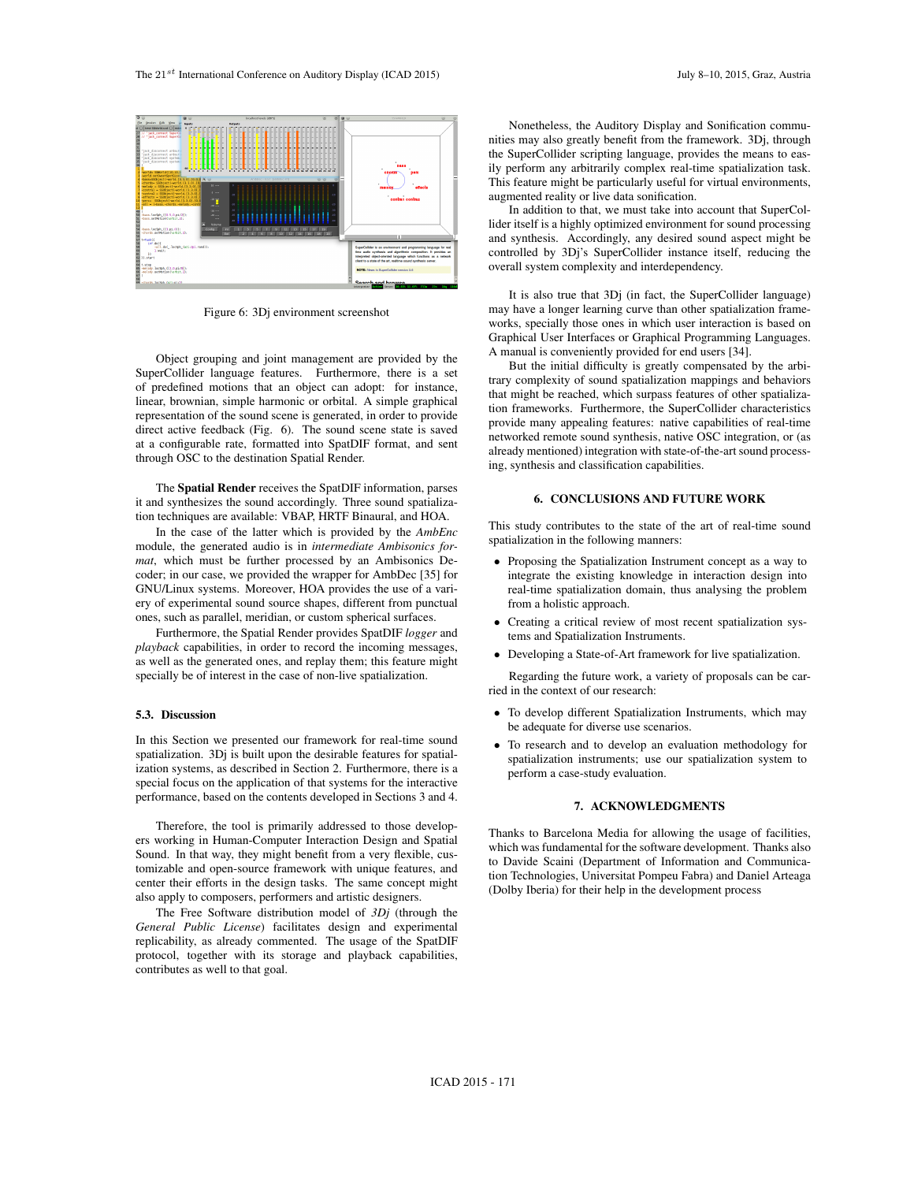Figure 6: 3Dj environment screenshot

Object grouping and joint management are provided by the SuperCollider language features. Furthermore, there is a set of predefined motions that an object can adopt: for instance, linear, brownian, simple harmonic or orbital. A simple graphical representation of the sound scene is generated, in order to provide direct active feedback (Fig. 6). The sound scene state is saved at a configurable rate, formatted into SpatDIF format, and sent through OSC to the destination Spatial Render.

The **Spatial Render** receives the SpatDIF information, parses it and synthesizes the sound accordingly. Three sound spatialization techniques are available: VBAP, HRTF Binaural, and HOA.

In the case of the latter which is provided by the *AmbEnc* module, the generated audio is in *intermediate Ambisonics format*, which must be further processed by an Ambisonics Decoder; in our case, we provided the wrapper for AmbDec [35] for GNU/Linux systems. Moreover, HOA provides the use of a variery of experimental sound source shapes, different from punctual ones, such as parallel, meridian, or custom spherical surfaces.

Furthermore, the Spatial Render provides SpatDIF *logger* and *playback* capabilities, in order to record the incoming messages, as well as the generated ones, and replay them; this feature might specially be of interest in the case of non-live spatialization.

### 5.3. Discussion

In this Section we presented our framework for real-time sound spatialization. 3Dj is built upon the desirable features for spatialization systems, as described in Section 2. Furthermore, there is a special focus on the application of that systems for the interactive performance, based on the contents developed in Sections 3 and 4.

Therefore, the tool is primarily addressed to those developers working in Human-Computer Interaction Design and Spatial Sound. In that way, they might benefit from a very flexible, customizable and open-source framework with unique features, and center their efforts in the design tasks. The same concept might also apply to composers, performers and artistic designers.

The Free Software distribution model of *3Dj* (through the *General Public License*) facilitates design and experimental replicability, as already commented. The usage of the SpatDIF protocol, together with its storage and playback capabilities, contributes as well to that goal.

Nonetheless, the Auditory Display and Sonification communities may also greatly benefit from the framework. 3Dj, through the SuperCollider scripting language, provides the means to easily perform any arbitrarily complex real-time spatialization task. This feature might be particularly useful for virtual environments, augmented reality or live data sonification.

In addition to that, we must take into account that SuperCollider itself is a highly optimized environment for sound processing and synthesis. Accordingly, any desired sound aspect might be controlled by 3Dj's SuperCollider instance itself, reducing the overall system complexity and interdependency.

It is also true that 3Dj (in fact, the SuperCollider language) may have a longer learning curve than other spatialization frameworks, specially those ones in which user interaction is based on Graphical User Interfaces or Graphical Programming Languages. A manual is conveniently provided for end users [34].

But the initial difficulty is greatly compensated by the arbitrary complexity of sound spatialization mappings and behaviors that might be reached, which surpass features of other spatialization frameworks. Furthermore, the SuperCollider characteristics provide many appealing features: native capabilities of real-time networked remote sound synthesis, native OSC integration, or (as already mentioned) integration with state-of-the-art sound processing, synthesis and classification capabilities.

## 6. CONCLUSIONS AND FUTURE WORK

This study contributes to the state of the art of real-time sound spatialization in the following manners:

- Proposing the Spatialization Instrument concept as a way to integrate the existing knowledge in interaction design into real-time spatialization domain, thus analysing the problem from a holistic approach.
- Creating a critical review of most recent spatialization systems and Spatialization Instruments.
- Developing a State-of-Art framework for live spatialization.

Regarding the future work, a variety of proposals can be carried in the context of our research:

- To develop different Spatialization Instruments, which may be adequate for diverse use scenarios.
- To research and to develop an evaluation methodology for spatialization instruments; use our spatialization system to perform a case-study evaluation.

## 7. ACKNOWLEDGMENTS

Thanks to Barcelona Media for allowing the usage of facilities, which was fundamental for the software development. Thanks also to Davide Scaini (Department of Information and Communication Technologies, Universitat Pompeu Fabra) and Daniel Arteaga (Dolby Iberia) for their help in the development process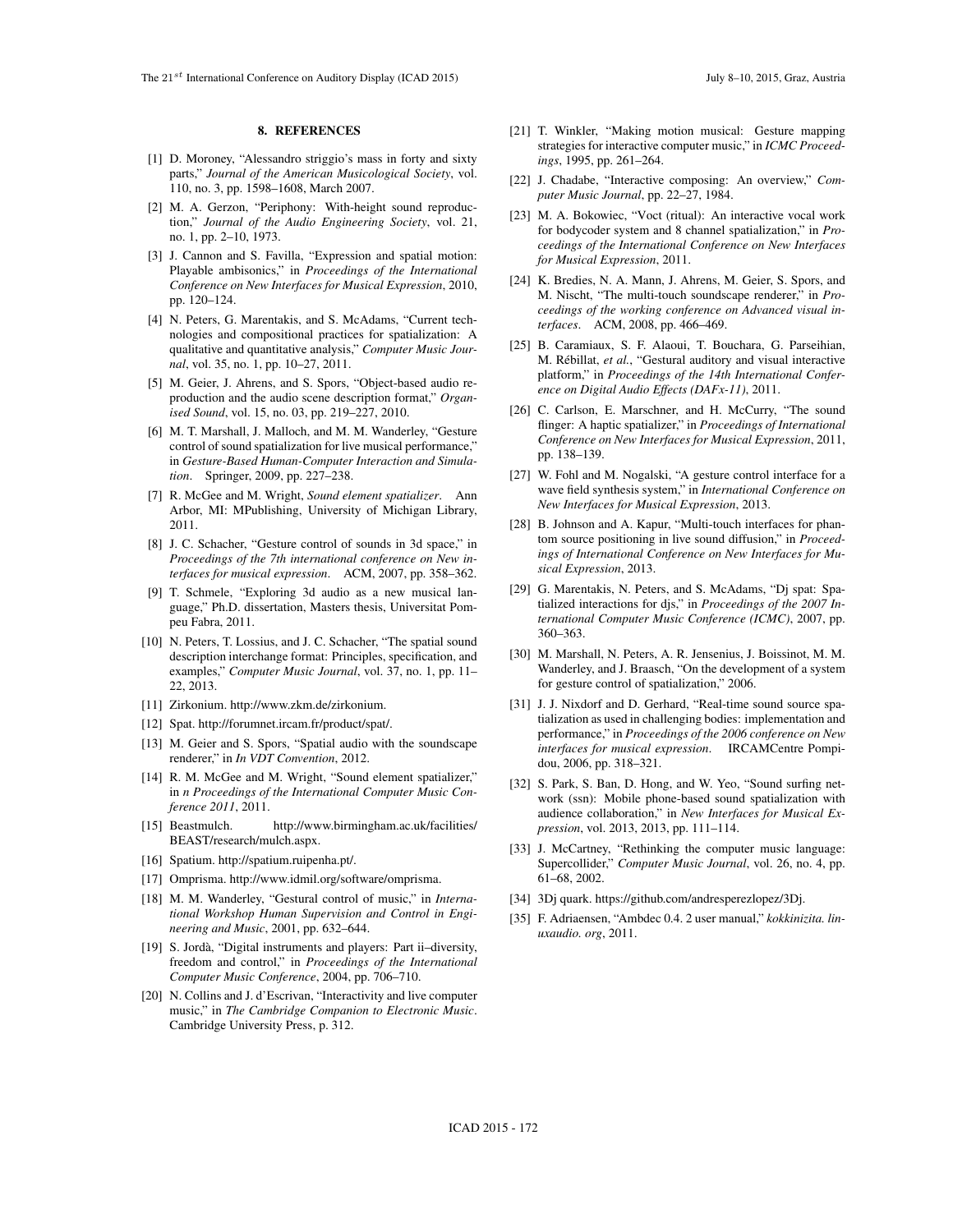## 8. REFERENCES

[1] D. Moroney, "Alessandro striggio's mass in forty and sixty parts," *Journal of the American Musicological Society*, vol. 110, no. 3, pp. 1598–1608, March 2007.

[2] M. A. Gerzon, "Periphony: With-height sound reproduction," *Journal of the Audio Engineering Society*, vol. 21, no. 1, pp. 2–10, 1973.

[3] J. Cannon and S. Favilla, "Expression and spatial motion: Playable ambisonics," in *Proceedings of the International Conference on New Interfaces for Musical Expression*, 2010, pp. 120–124.

[4] N. Peters, G. Marentakis, and S. McAdams, "Current technologies and compositional practices for spatialization: A qualitative and quantitative analysis," *Computer Music Journal*, vol. 35, no. 1, pp. 10–27, 2011.

[5] M. Geier, J. Ahrens, and S. Spors, "Object-based audio reproduction and the audio scene description format," *Organised Sound*, vol. 15, no. 03, pp. 219–227, 2010.

[6] M. T. Marshall, J. Malloch, and M. M. Wanderley, "Gesture control of sound spatialization for live musical performance," in *Gesture-Based Human-Computer Interaction and Simulation*. Springer, 2009, pp. 227–238.

[7] R. McGee and M. Wright, *Sound element spatializer*. Ann Arbor, MI: MPublishing, University of Michigan Library, 2011.

[8] J. C. Schacher, "Gesture control of sounds in 3d space," in *Proceedings of the 7th international conference on New interfaces for musical expression*. ACM, 2007, pp. 358–362.

[9] T. Schmele, "Exploring 3d audio as a new musical language," Ph.D. dissertation, Masters thesis, Universitat Pompeu Fabra, 2011.

[10] N. Peters, T. Lossius, and J. C. Schacher, "The spatial sound description interchange format: Principles, specification, and examples," *Computer Music Journal*, vol. 37, no. 1, pp. 11–22, 2013.

[11] Zirkonium. http://www.zkm.de/zirkonium.

[12] Spat. http://forumnet.ircam.fr/product/spat/.

[13] M. Geier and S. Spors, "Spatial audio with the soundscape renderer," in *In VDT Convention*, 2012.

[14] R. M. McGee and M. Wright, "Sound element spatializer," in *n Proceedings of the International Computer Music Conference 2011*, 2011.

[15] Beastmulch. http://www.birmingham.ac.uk/facilities/BEAST/research/mulch.aspx.

[16] Spatium. http://spatium.ruipenha.pt/.

[17] Omprisma. http://www.idmil.org/software/omprisma.

[18] M. M. Wanderley, "Gestural control of music," in *International Workshop Human Supervision and Control in Engineering and Music*, 2001, pp. 632–644.

[19] S. Jordà, "Digital instruments and players: Part ii–diversity, freedom and control," in *Proceedings of the International Computer Music Conference*, 2004, pp. 706–710.

[20] N. Collins and J. d'Escrivan, "Interactivity and live computer music," in *The Cambridge Companion to Electronic Music*. Cambridge University Press, p. 312.

[21] T. Winkler, "Making motion musical: Gesture mapping strategies for interactive computer music," in *ICMC Proceedings*, 1995, pp. 261–264.

[22] J. Chadabe, "Interactive composing: An overview," *Computer Music Journal*, pp. 22–27, 1984.

[23] M. A. Bokowiec, "Voct (ritual): An interactive vocal work for bodycoder system and 8 channel spatialization," in *Proceedings of the International Conference on New Interfaces for Musical Expression*, 2011.

[24] K. Bredies, N. A. Mann, J. Ahrens, M. Geier, S. Spors, and M. Nischt, "The multi-touch soundscape renderer," in *Proceedings of the working conference on Advanced visual interfaces*. ACM, 2008, pp. 466–469.

[25] B. Caramiaux, S. F. Alaoui, T. Bouchara, G. Parseihian, M. Rébillat, *et al.*, "Gestural auditory and visual interactive platform," in *Proceedings of the 14th International Conference on Digital Audio Effects (DAFx-11)*, 2011.

[26] C. Carlson, E. Marschner, and H. McCurry, "The sound flinger: A haptic spatializer," in *Proceedings of International Conference on New Interfaces for Musical Expression*, 2011, pp. 138–139.

[27] W. Fohl and M. Nogalski, "A gesture control interface for a wave field synthesis system," in *International Conference on New Interfaces for Musical Expression*, 2013.

[28] B. Johnson and A. Kapur, "Multi-touch interfaces for phantom source positioning in live sound diffusion," in *Proceedings of International Conference on New Interfaces for Musical Expression*, 2013.

[29] G. Marentakis, N. Peters, and S. McAdams, "Dj spat: Spatialized interactions for djs," in *Proceedings of the 2007 International Computer Music Conference (ICMC)*, 2007, pp. 360–363.

[30] M. Marshall, N. Peters, A. R. Jensenius, J. Boissinot, M. M. Wanderley, and J. Braasch, "On the development of a system for gesture control of spatialization," 2006.

[31] J. J. Nixdorf and D. Gerhard, "Real-time sound source spatialization as used in challenging bodies: implementation and performance," in *Proceedings of the 2006 conference on New interfaces for musical expression*. IRCAMCentre Pompidou, 2006, pp. 318–321.

[32] S. Park, S. Ban, D. Hong, and W. Yeo, "Sound surfing network (ssn): Mobile phone-based sound spatialization with audience collaboration," in *New Interfaces for Musical Expression*, vol. 2013, 2013, pp. 111–114.

[33] J. McCartney, "Rethinking the computer music language: Supercollider," *Computer Music Journal*, vol. 26, no. 4, pp. 61–68, 2002.

[34] 3Dj quark. https://github.com/andresperezlopez/3Dj.

[35] F. Adriaensen, "Ambdec 0.4. 2 user manual," *kokkinizita. linuxaudio. org*, 2011.